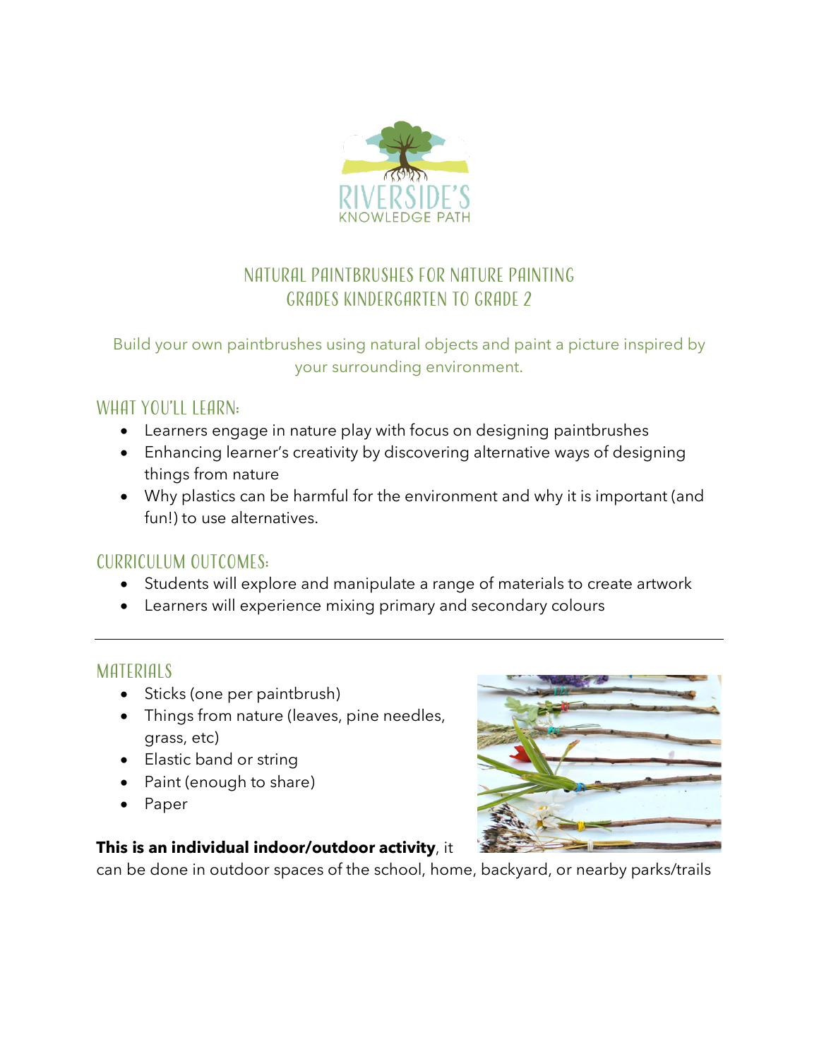RIVERSIDE'S
KNOWLEDGE PATH

# Natural Paintbrushes for Nature Painting
## Grades Kindergarten to Grade 2

Build your own paintbrushes using natural objects and paint a picture inspired by your surrounding environment.

## What You'll Learn:

- Learners engage in nature play with focus on designing paintbrushes
- Enhancing learner's creativity by discovering alternative ways of designing things from nature
- Why plastics can be harmful for the environment and why it is important (and fun!) to use alternatives.

## Curriculum Outcomes:

- Students will explore and manipulate a range of materials to create artwork
- Learners will experience mixing primary and secondary colours

---

## Materials

- Sticks (one per paintbrush)
- Things from nature (leaves, pine needles, grass, etc)
- Elastic band or string
- Paint (enough to share)
- Paper

**This is an individual indoor/outdoor activity**, it can be done in outdoor spaces of the school, home, backyard, or nearby parks/trails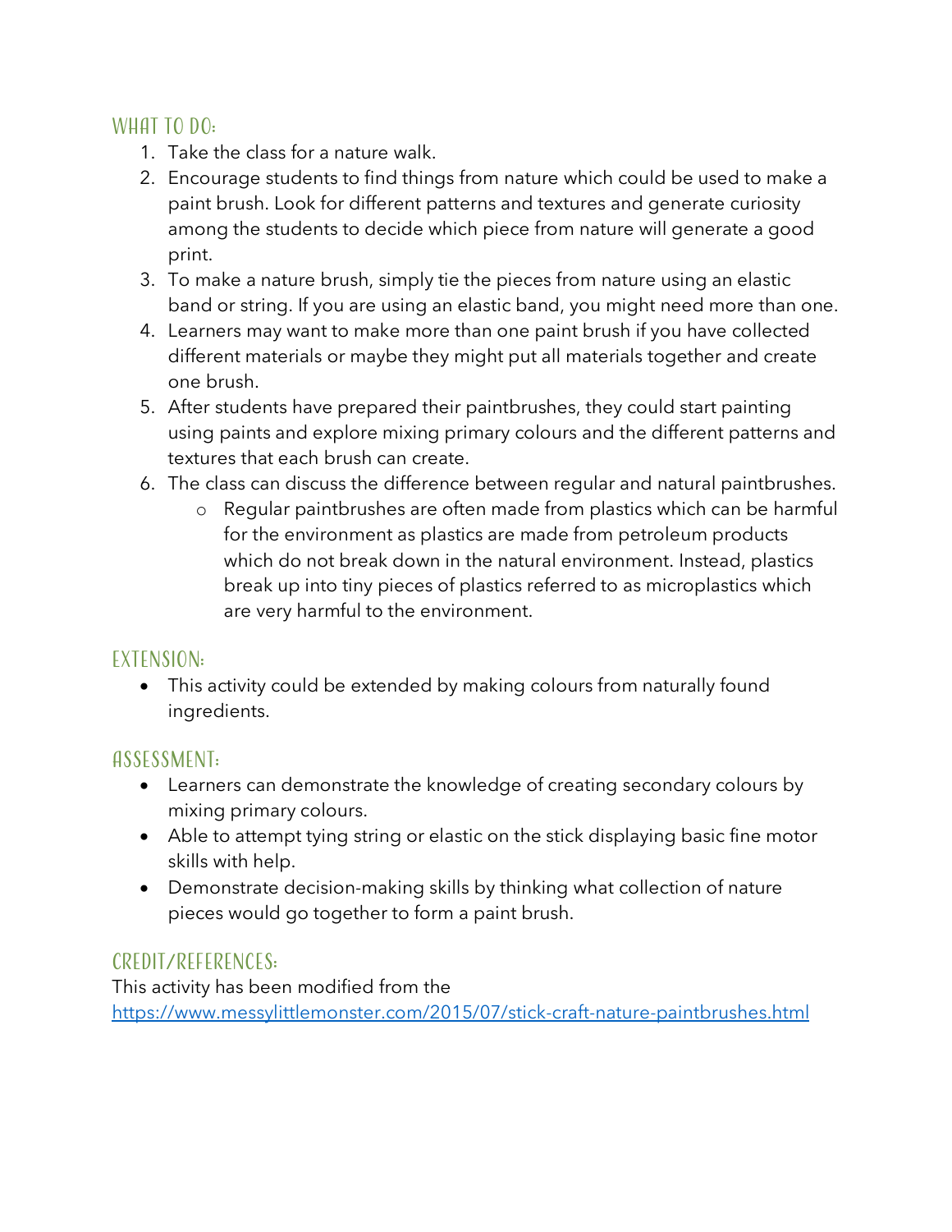## What to do:

1. Take the class for a nature walk.
2. Encourage students to find things from nature which could be used to make a paint brush. Look for different patterns and textures and generate curiosity among the students to decide which piece from nature will generate a good print.
3. To make a nature brush, simply tie the pieces from nature using an elastic band or string. If you are using an elastic band, you might need more than one.
4. Learners may want to make more than one paint brush if you have collected different materials or maybe they might put all materials together and create one brush.
5. After students have prepared their paintbrushes, they could start painting using paints and explore mixing primary colours and the different patterns and textures that each brush can create.
6. The class can discuss the difference between regular and natural paintbrushes.
   - Regular paintbrushes are often made from plastics which can be harmful for the environment as plastics are made from petroleum products which do not break down in the natural environment. Instead, plastics break up into tiny pieces of plastics referred to as microplastics which are very harmful to the environment.

## Extension:

- This activity could be extended by making colours from naturally found ingredients.

## Assessment:

- Learners can demonstrate the knowledge of creating secondary colours by mixing primary colours.
- Able to attempt tying string or elastic on the stick displaying basic fine motor skills with help.
- Demonstrate decision-making skills by thinking what collection of nature pieces would go together to form a paint brush.

## Credit/References:

This activity has been modified from the
https://www.messylittlemonster.com/2015/07/stick-craft-nature-paintbrushes.html